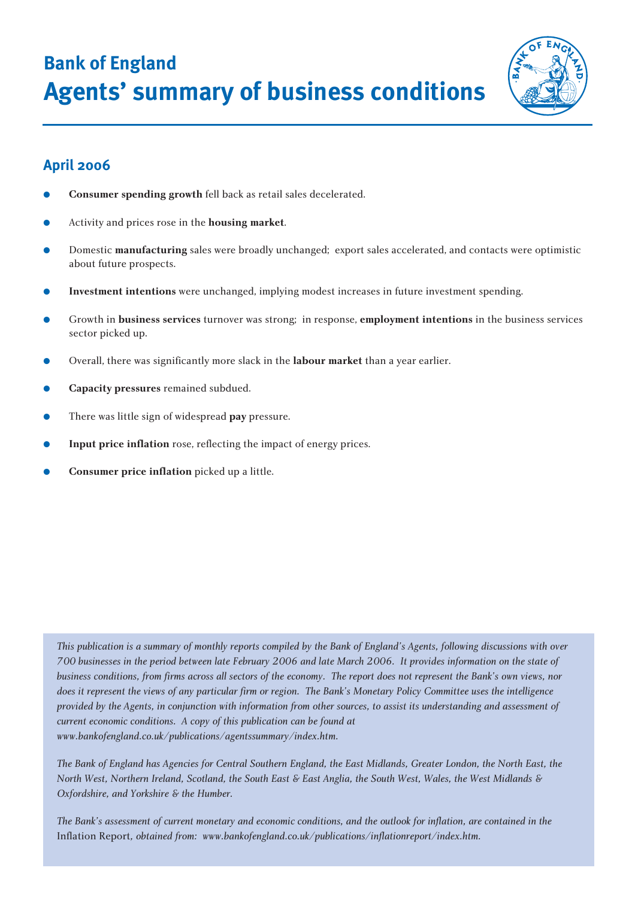# Bank of England
# Agents' summary of business conditions

## April 2006

- **Consumer spending growth** fell back as retail sales decelerated.
- Activity and prices rose in the **housing market**.
- Domestic **manufacturing** sales were broadly unchanged; export sales accelerated, and contacts were optimistic about future prospects.
- **Investment intentions** were unchanged, implying modest increases in future investment spending.
- Growth in **business services** turnover was strong; in response, **employment intentions** in the business services sector picked up.
- Overall, there was significantly more slack in the **labour market** than a year earlier.
- **Capacity pressures** remained subdued.
- There was little sign of widespread **pay** pressure.
- **Input price inflation** rose, reflecting the impact of energy prices.
- **Consumer price inflation** picked up a little.

*This publication is a summary of monthly reports compiled by the Bank of England's Agents, following discussions with over 700 businesses in the period between late February 2006 and late March 2006. It provides information on the state of business conditions, from firms across all sectors of the economy. The report does not represent the Bank's own views, nor does it represent the views of any particular firm or region. The Bank's Monetary Policy Committee uses the intelligence provided by the Agents, in conjunction with information from other sources, to assist its understanding and assessment of current economic conditions. A copy of this publication can be found at www.bankofengland.co.uk/publications/agentssummary/index.htm.*

*The Bank of England has Agencies for Central Southern England, the East Midlands, Greater London, the North East, the North West, Northern Ireland, Scotland, the South East & East Anglia, the South West, Wales, the West Midlands & Oxfordshire, and Yorkshire & the Humber.*

*The Bank's assessment of current monetary and economic conditions, and the outlook for inflation, are contained in the* Inflation Report*, obtained from: www.bankofengland.co.uk/publications/inflationreport/index.htm.*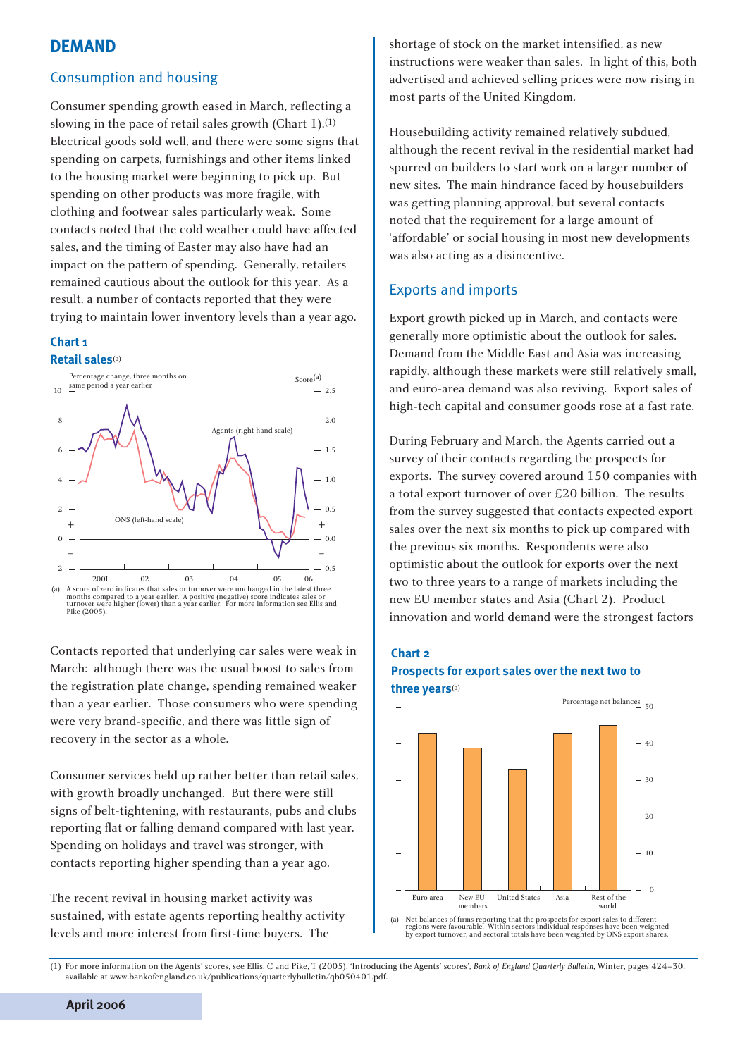# DEMAND

## Consumption and housing

Consumer spending growth eased in March, reflecting a slowing in the pace of retail sales growth (Chart 1).[1] Electrical goods sold well, and there were some signs that spending on carpets, furnishings and other items linked to the housing market were beginning to pick up. But spending on other products was more fragile, with clothing and footwear sales particularly weak. Some contacts noted that the cold weather could have affected sales, and the timing of Easter may also have had an impact on the pattern of spending. Generally, retailers remained cautious about the outlook for this year. As a result, a number of contacts reported that they were trying to maintain lower inventory levels than a year ago.

**Chart 1**
**Retail sales**[(a)]

(a) A score of zero indicates that sales or turnover were unchanged in the latest three months compared to a year earlier. A positive (negative) score indicates sales or turnover were higher (lower) than a year earlier. For more information see Ellis and Pike (2005).

Contacts reported that underlying car sales were weak in March: although there was the usual boost to sales from the registration plate change, spending remained weaker than a year earlier. Those consumers who were spending were very brand-specific, and there was little sign of recovery in the sector as a whole.

Consumer services held up rather better than retail sales, with growth broadly unchanged. But there were still signs of belt-tightening, with restaurants, pubs and clubs reporting flat or falling demand compared with last year. Spending on holidays and travel was stronger, with contacts reporting higher spending than a year ago.

The recent revival in housing market activity was sustained, with estate agents reporting healthy activity levels and more interest from first-time buyers. The shortage of stock on the market intensified, as new instructions were weaker than sales. In light of this, both advertised and achieved selling prices were now rising in most parts of the United Kingdom.

Housebuilding activity remained relatively subdued, although the recent revival in the residential market had spurred on builders to start work on a larger number of new sites. The main hindrance faced by housebuilders was getting planning approval, but several contacts noted that the requirement for a large amount of 'affordable' or social housing in most new developments was also acting as a disincentive.

## Exports and imports

Export growth picked up in March, and contacts were generally more optimistic about the outlook for sales. Demand from the Middle East and Asia was increasing rapidly, although these markets were still relatively small, and euro-area demand was also reviving. Export sales of high-tech capital and consumer goods rose at a fast rate.

During February and March, the Agents carried out a survey of their contacts regarding the prospects for exports. The survey covered around 150 companies with a total export turnover of over £20 billion. The results from the survey suggested that contacts expected export sales over the next six months to pick up compared with the previous six months. Respondents were also optimistic about the outlook for exports over the next two to three years to a range of markets including the new EU member states and Asia (Chart 2). Product innovation and world demand were the strongest factors

**Chart 2**
**Prospects for export sales over the next two to three years**[(a)]

(a) Net balances of firms reporting that the prospects for export sales to different regions were favourable. Within sectors individual responses have been weighted by export turnover, and sectoral totals have been weighted by ONS export shares.

(1) For more information on the Agents' scores, see Ellis, C and Pike, T (2005), 'Introducing the Agents' scores', *Bank of England Quarterly Bulletin*, Winter, pages 424–30, available at www.bankofengland.co.uk/publications/quarterlybulletin/qb050401.pdf.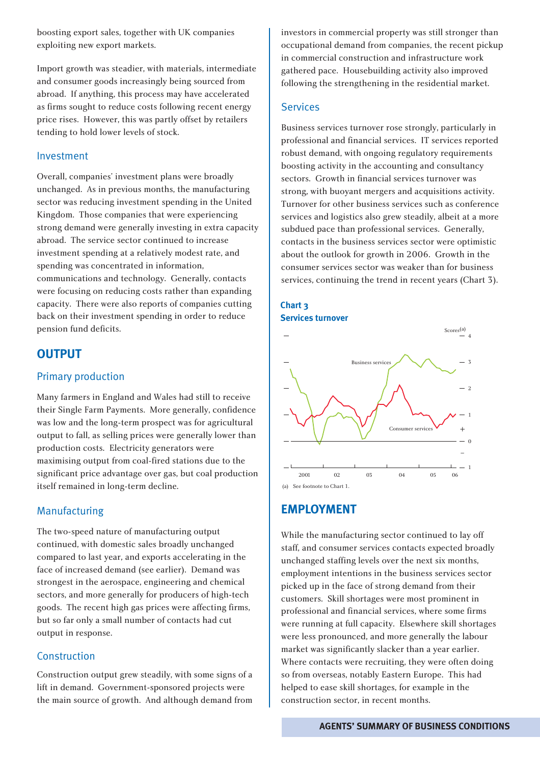boosting export sales, together with UK companies exploiting new export markets.

Import growth was steadier, with materials, intermediate and consumer goods increasingly being sourced from abroad. If anything, this process may have accelerated as firms sought to reduce costs following recent energy price rises. However, this was partly offset by retailers tending to hold lower levels of stock.

### Investment

Overall, companies' investment plans were broadly unchanged. As in previous months, the manufacturing sector was reducing investment spending in the United Kingdom. Those companies that were experiencing strong demand were generally investing in extra capacity abroad. The service sector continued to increase investment spending at a relatively modest rate, and spending was concentrated in information, communications and technology. Generally, contacts were focusing on reducing costs rather than expanding capacity. There were also reports of companies cutting back on their investment spending in order to reduce pension fund deficits.

## OUTPUT

### Primary production

Many farmers in England and Wales had still to receive their Single Farm Payments. More generally, confidence was low and the long-term prospect was for agricultural output to fall, as selling prices were generally lower than production costs. Electricity generators were maximising output from coal-fired stations due to the significant price advantage over gas, but coal production itself remained in long-term decline.

### Manufacturing

The two-speed nature of manufacturing output continued, with domestic sales broadly unchanged compared to last year, and exports accelerating in the face of increased demand (see earlier). Demand was strongest in the aerospace, engineering and chemical sectors, and more generally for producers of high-tech goods. The recent high gas prices were affecting firms, but so far only a small number of contacts had cut output in response.

### Construction

Construction output grew steadily, with some signs of a lift in demand. Government-sponsored projects were the main source of growth. And although demand from investors in commercial property was still stronger than occupational demand from companies, the recent pickup in commercial construction and infrastructure work gathered pace. Housebuilding activity also improved following the strengthening in the residential market.

### Services

Business services turnover rose strongly, particularly in professional and financial services. IT services reported robust demand, with ongoing regulatory requirements boosting activity in the accounting and consultancy sectors. Growth in financial services turnover was strong, with buoyant mergers and acquisitions activity. Turnover for other business services such as conference services and logistics also grew steadily, albeit at a more subdued pace than professional services. Generally, contacts in the business services sector were optimistic about the outlook for growth in 2006. Growth in the consumer services sector was weaker than for business services, continuing the trend in recent years (Chart 3).

**Chart 3**
**Services turnover**

(a) See footnote to Chart 1.

## EMPLOYMENT

While the manufacturing sector continued to lay off staff, and consumer services contacts expected broadly unchanged staffing levels over the next six months, employment intentions in the business services sector picked up in the face of strong demand from their customers. Skill shortages were most prominent in professional and financial services, where some firms were running at full capacity. Elsewhere skill shortages were less pronounced, and more generally the labour market was significantly slacker than a year earlier. Where contacts were recruiting, they were often doing so from overseas, notably Eastern Europe. This had helped to ease skill shortages, for example in the construction sector, in recent months.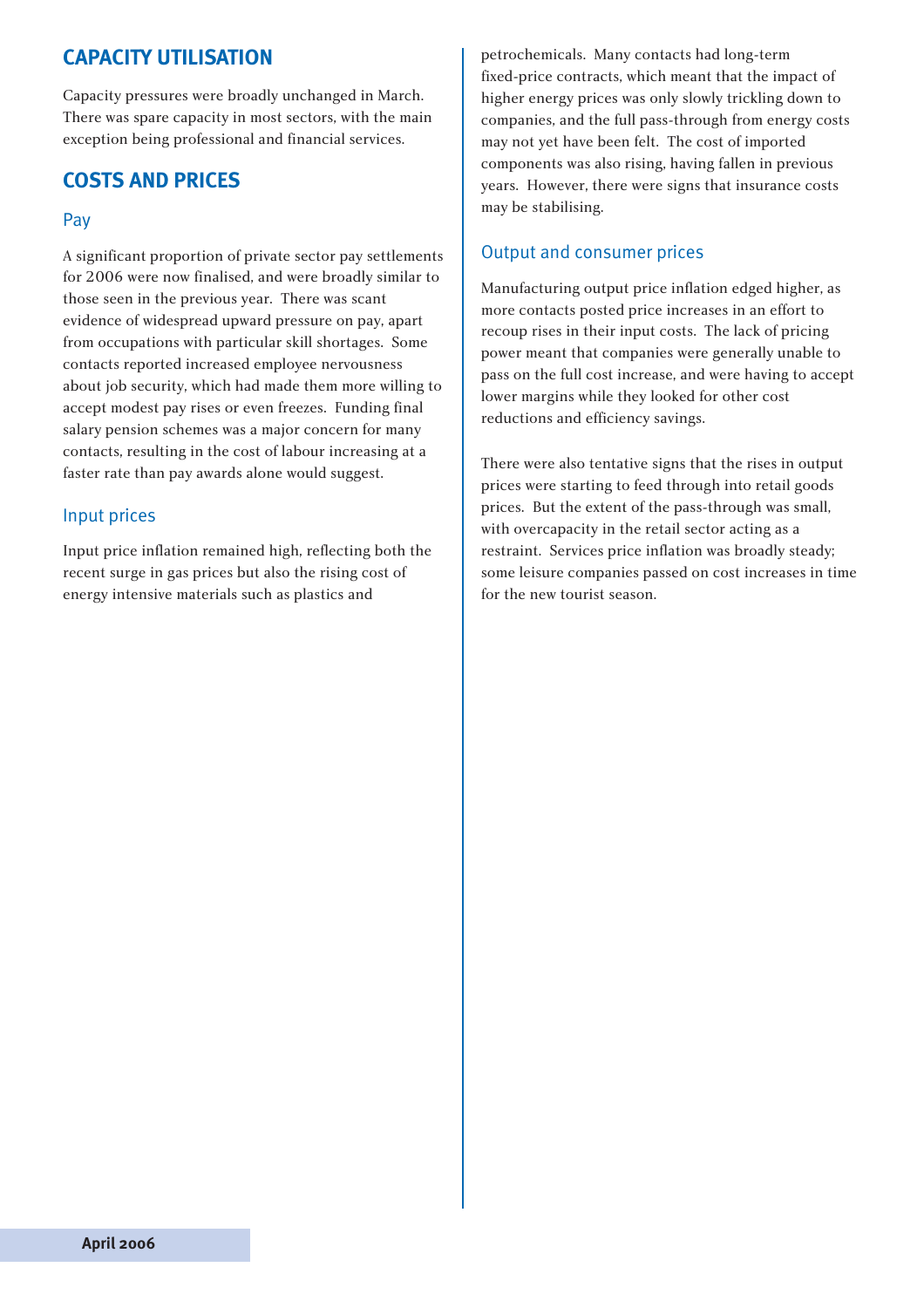## CAPACITY UTILISATION

Capacity pressures were broadly unchanged in March. There was spare capacity in most sectors, with the main exception being professional and financial services.

## COSTS AND PRICES

### Pay

A significant proportion of private sector pay settlements for 2006 were now finalised, and were broadly similar to those seen in the previous year. There was scant evidence of widespread upward pressure on pay, apart from occupations with particular skill shortages. Some contacts reported increased employee nervousness about job security, which had made them more willing to accept modest pay rises or even freezes. Funding final salary pension schemes was a major concern for many contacts, resulting in the cost of labour increasing at a faster rate than pay awards alone would suggest.

### Input prices

Input price inflation remained high, reflecting both the recent surge in gas prices but also the rising cost of energy intensive materials such as plastics and petrochemicals. Many contacts had long-term fixed-price contracts, which meant that the impact of higher energy prices was only slowly trickling down to companies, and the full pass-through from energy costs may not yet have been felt. The cost of imported components was also rising, having fallen in previous years. However, there were signs that insurance costs may be stabilising.

### Output and consumer prices

Manufacturing output price inflation edged higher, as more contacts posted price increases in an effort to recoup rises in their input costs. The lack of pricing power meant that companies were generally unable to pass on the full cost increase, and were having to accept lower margins while they looked for other cost reductions and efficiency savings.

There were also tentative signs that the rises in output prices were starting to feed through into retail goods prices. But the extent of the pass-through was small, with overcapacity in the retail sector acting as a restraint. Services price inflation was broadly steady; some leisure companies passed on cost increases in time for the new tourist season.